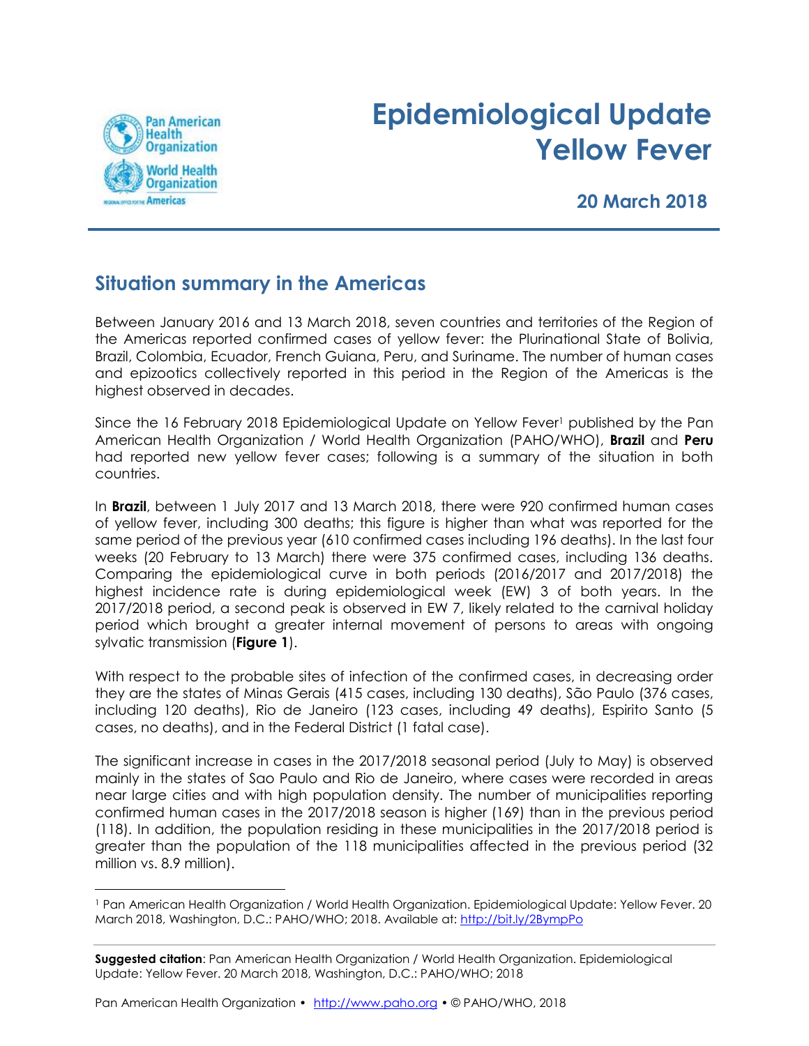# Epidemiological Update Yellow Fever

**20 March 2018**

## Situation summary in the Americas

Between January 2016 and 13 March 2018, seven countries and territories of the Region of the Americas reported confirmed cases of yellow fever: the Plurinational State of Bolivia, Brazil, Colombia, Ecuador, French Guiana, Peru, and Suriname. The number of human cases and epizootics collectively reported in this period in the Region of the Americas is the highest observed in decades.

Since the 16 February 2018 Epidemiological Update on Yellow Fever[1] published by the Pan American Health Organization / World Health Organization (PAHO/WHO), **Brazil** and **Peru** had reported new yellow fever cases; following is a summary of the situation in both countries.

In **Brazil**, between 1 July 2017 and 13 March 2018, there were 920 confirmed human cases of yellow fever, including 300 deaths; this figure is higher than what was reported for the same period of the previous year (610 confirmed cases including 196 deaths). In the last four weeks (20 February to 13 March) there were 375 confirmed cases, including 136 deaths. Comparing the epidemiological curve in both periods (2016/2017 and 2017/2018) the highest incidence rate is during epidemiological week (EW) 3 of both years. In the 2017/2018 period, a second peak is observed in EW 7, likely related to the carnival holiday period which brought a greater internal movement of persons to areas with ongoing sylvatic transmission (**Figure 1**).

With respect to the probable sites of infection of the confirmed cases, in decreasing order they are the states of Minas Gerais (415 cases, including 130 deaths), São Paulo (376 cases, including 120 deaths), Rio de Janeiro (123 cases, including 49 deaths), Espirito Santo (5 cases, no deaths), and in the Federal District (1 fatal case).

The significant increase in cases in the 2017/2018 seasonal period (July to May) is observed mainly in the states of Sao Paulo and Rio de Janeiro, where cases were recorded in areas near large cities and with high population density. The number of municipalities reporting confirmed human cases in the 2017/2018 season is higher (169) than in the previous period (118). In addition, the population residing in these municipalities in the 2017/2018 period is greater than the population of the 118 municipalities affected in the previous period (32 million vs. 8.9 million).

---

[1] Pan American Health Organization / World Health Organization. Epidemiological Update: Yellow Fever. 20 March 2018, Washington, D.C.: PAHO/WHO; 2018. Available at: http://bit.ly/2BympPo

**Suggested citation**: Pan American Health Organization / World Health Organization. Epidemiological Update: Yellow Fever. 20 March 2018, Washington, D.C.: PAHO/WHO; 2018

Pan American Health Organization • http://www.paho.org • © PAHO/WHO, 2018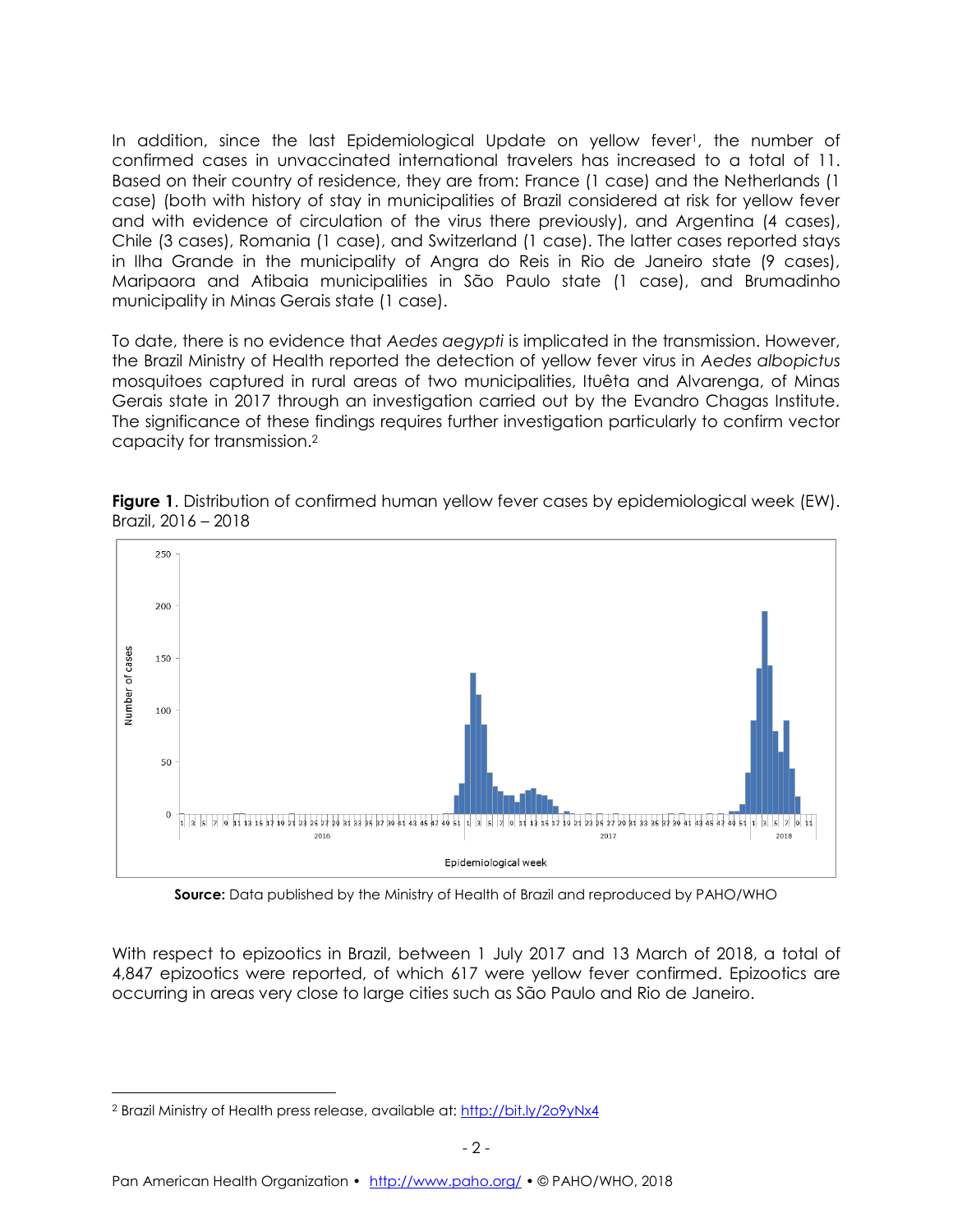In addition, since the last Epidemiological Update on yellow fever[1], the number of confirmed cases in unvaccinated international travelers has increased to a total of 11. Based on their country of residence, they are from: France (1 case) and the Netherlands (1 case) (both with history of stay in municipalities of Brazil considered at risk for yellow fever and with evidence of circulation of the virus there previously), and Argentina (4 cases), Chile (3 cases), Romania (1 case), and Switzerland (1 case). The latter cases reported stays in Ilha Grande in the municipality of Angra do Reis in Rio de Janeiro state (9 cases), Maripaora and Atibaia municipalities in São Paulo state (1 case), and Brumadinho municipality in Minas Gerais state (1 case).

To date, there is no evidence that *Aedes aegypti* is implicated in the transmission. However, the Brazil Ministry of Health reported the detection of yellow fever virus in *Aedes albopictus* mosquitoes captured in rural areas of two municipalities, Ituêta and Alvarenga, of Minas Gerais state in 2017 through an investigation carried out by the Evandro Chagas Institute. The significance of these findings requires further investigation particularly to confirm vector capacity for transmission.[2]

**Figure 1**. Distribution of confirmed human yellow fever cases by epidemiological week (EW). Brazil, 2016 – 2018

Number of cases
250
200
150
100
50
0
2016
2017
2018
Epidemiological week

**Source:** Data published by the Ministry of Health of Brazil and reproduced by PAHO/WHO

With respect to epizootics in Brazil, between 1 July 2017 and 13 March of 2018, a total of 4,847 epizootics were reported, of which 617 were yellow fever confirmed. Epizootics are occurring in areas very close to large cities such as São Paulo and Rio de Janeiro.

[2] Brazil Ministry of Health press release, available at: http://bit.ly/2o9yNx4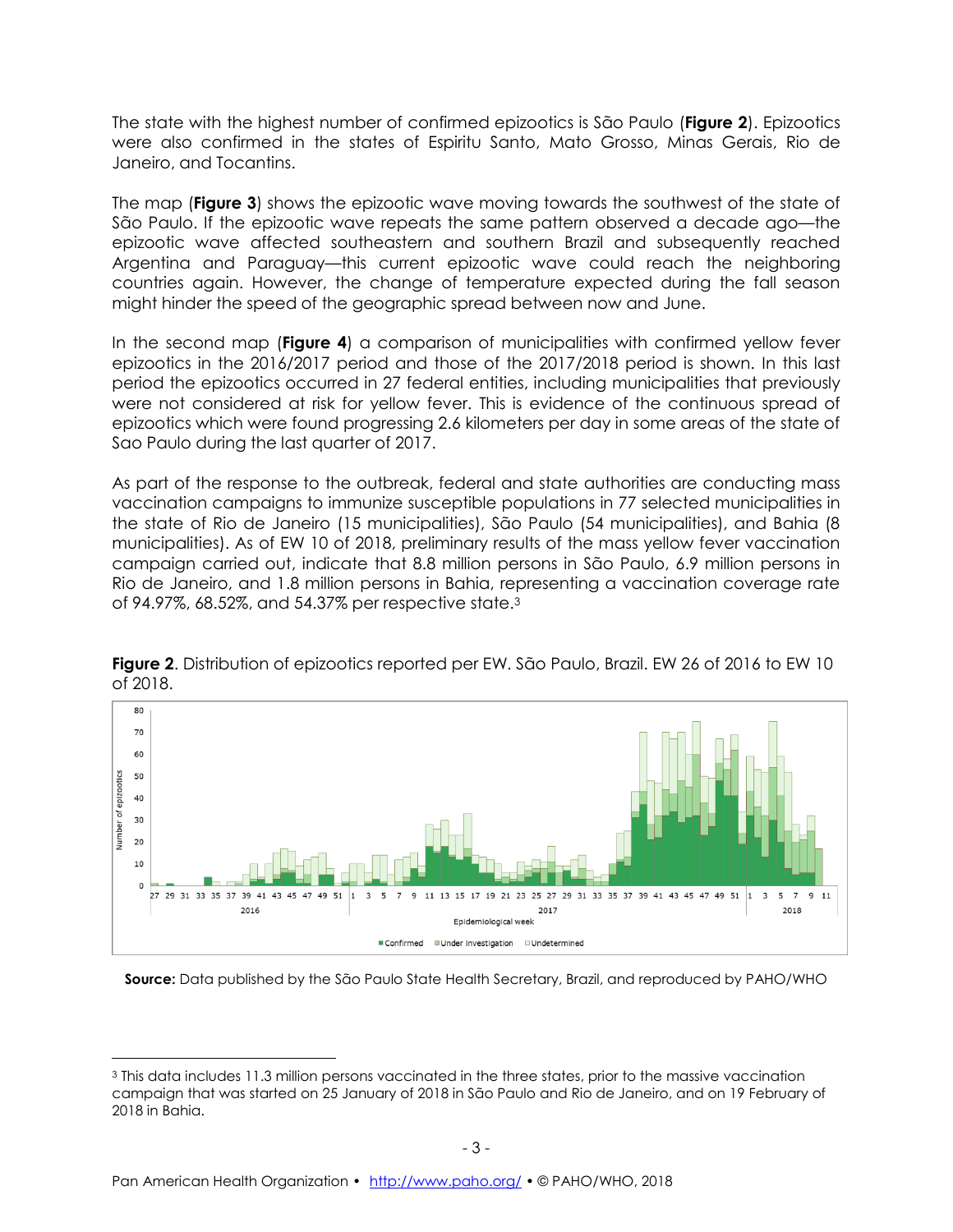The state with the highest number of confirmed epizootics is São Paulo (**Figure 2**). Epizootics were also confirmed in the states of Espiritu Santo, Mato Grosso, Minas Gerais, Rio de Janeiro, and Tocantins.

The map (**Figure 3**) shows the epizootic wave moving towards the southwest of the state of São Paulo. If the epizootic wave repeats the same pattern observed a decade ago—the epizootic wave affected southeastern and southern Brazil and subsequently reached Argentina and Paraguay—this current epizootic wave could reach the neighboring countries again. However, the change of temperature expected during the fall season might hinder the speed of the geographic spread between now and June.

In the second map (**Figure 4**) a comparison of municipalities with confirmed yellow fever epizootics in the 2016/2017 period and those of the 2017/2018 period is shown. In this last period the epizootics occurred in 27 federal entities, including municipalities that previously were not considered at risk for yellow fever. This is evidence of the continuous spread of epizootics which were found progressing 2.6 kilometers per day in some areas of the state of Sao Paulo during the last quarter of 2017.

As part of the response to the outbreak, federal and state authorities are conducting mass vaccination campaigns to immunize susceptible populations in 77 selected municipalities in the state of Rio de Janeiro (15 municipalities), São Paulo (54 municipalities), and Bahia (8 municipalities). As of EW 10 of 2018, preliminary results of the mass yellow fever vaccination campaign carried out, indicate that 8.8 million persons in São Paulo, 6.9 million persons in Rio de Janeiro, and 1.8 million persons in Bahia, representing a vaccination coverage rate of 94.97%, 68.52%, and 54.37% per respective state.[3]

**Figure 2**. Distribution of epizootics reported per EW. São Paulo, Brazil. EW 26 of 2016 to EW 10 of 2018.

Number of epizootics
0
10
20
30
40
50
60
70
80

27 29 31 33 35 37 39 41 43 45 47 49 51 1 3 5 7 9 11 13 15 17 19 21 23 25 27 29 31 33 35 37 39 41 43 45 47 49 51 1 3 5 7 9 11

2016
2017
2018

Epidemiological week

Confirmed
Under investigation
Undetermined

**Source:** Data published by the São Paulo State Health Secretary, Brazil, and reproduced by PAHO/WHO

[3] This data includes 11.3 million persons vaccinated in the three states, prior to the massive vaccination campaign that was started on 25 January of 2018 in São Paulo and Rio de Janeiro, and on 19 February of 2018 in Bahia.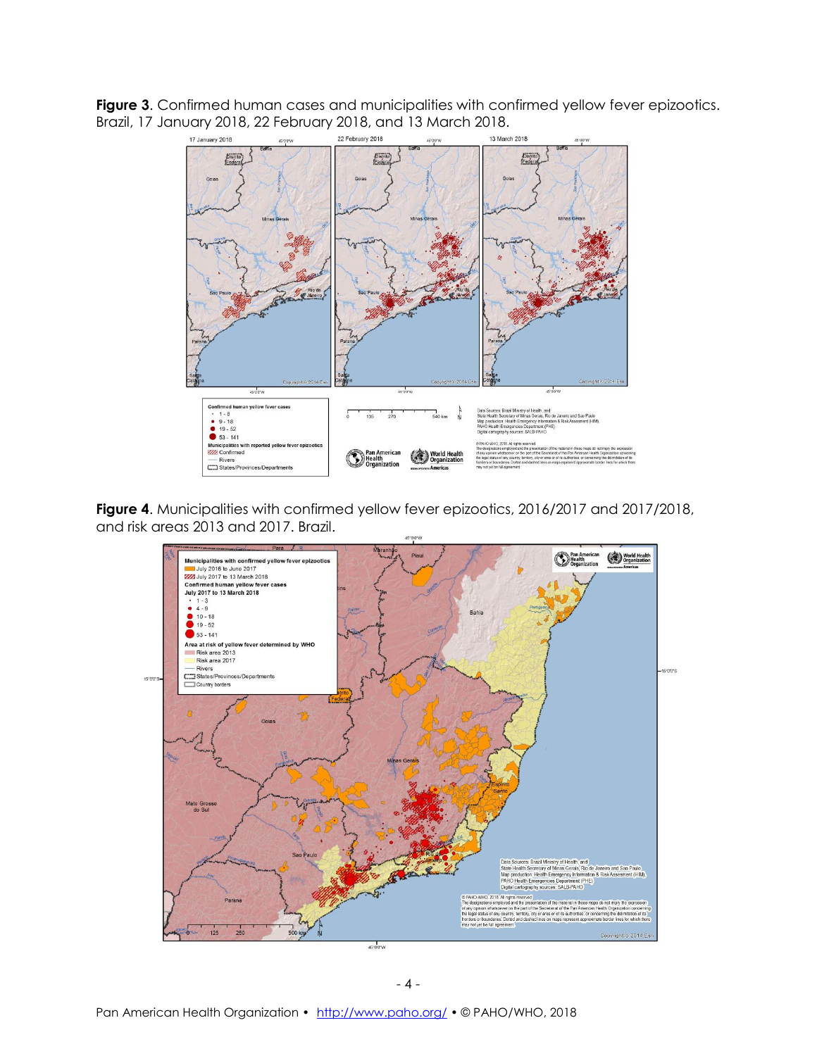**Figure 3**. Confirmed human cases and municipalities with confirmed yellow fever epizootics. Brazil, 17 January 2018, 22 February 2018, and 13 March 2018.

17 January 2018

22 February 2018

13 March 2018

Confirmed human yellow fever cases
1 - 8
9 - 18
19 - 52
53 - 141
Municipalities with reported yellow fever epizootics
Confirmed
Rivers
States/Provinces/Departments

0 135 270 540 km

Data Sources: Brazil Ministry of Health, and State Health Secretary of Minas Gerais, Rio de Janeiro and Sao Paulo
Map production: Health Emergency Information & Risk Assessment (HIM), PAHO Health Emergencies Department (PHE)
Digital cartography sources: SALB-PAHO

**Figure 4**. Municipalities with confirmed yellow fever epizootics, 2016/2017 and 2017/2018, and risk areas 2013 and 2017. Brazil.

Municipalities with confirmed yellow fever epizootics
July 2016 to June 2017
July 2017 to 13 March 2018
Confirmed human yellow fever cases
July 2017 to 13 March 2018
1 - 3
4 - 9
10 - 18
19 - 52
53 - 141
Area at risk of yellow fever determined by WHO
Risk area 2013
Risk area 2017
Rivers
States/Provinces/Departments
Country borders

0 125 250 500 km

Data Sources: Brazil Ministry of Health, and State Health Secretary of Minas Gerais, Rio de Janeiro and Sao Paulo
Map production: Health Emergency Information & Risk Assessment (HIM), PAHO Health Emergencies Department (PHE)
Digital cartography sources: SALB-PAHO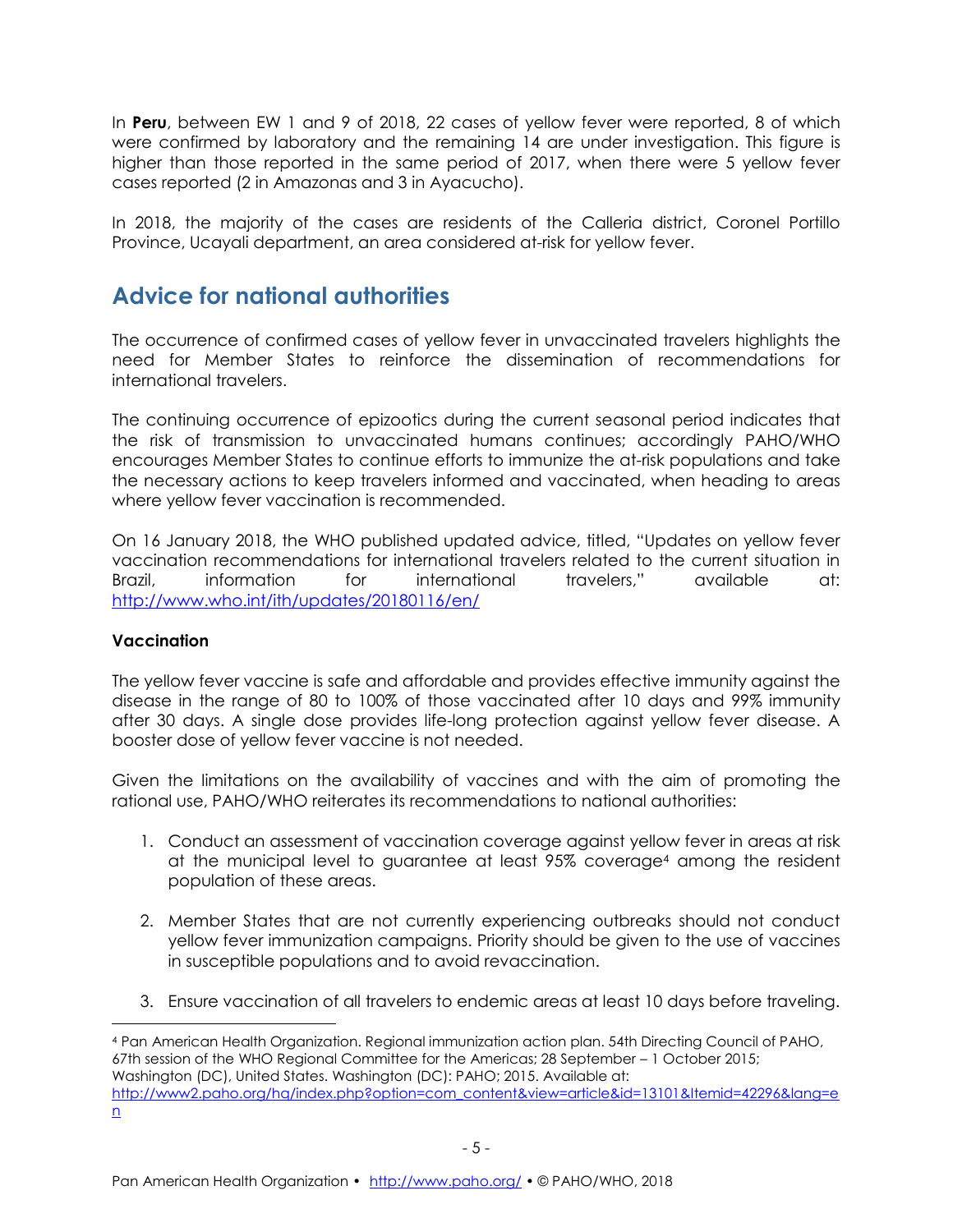In **Peru**, between EW 1 and 9 of 2018, 22 cases of yellow fever were reported, 8 of which were confirmed by laboratory and the remaining 14 are under investigation. This figure is higher than those reported in the same period of 2017, when there were 5 yellow fever cases reported (2 in Amazonas and 3 in Ayacucho).

In 2018, the majority of the cases are residents of the Calleria district, Coronel Portillo Province, Ucayali department, an area considered at-risk for yellow fever.

## Advice for national authorities

The occurrence of confirmed cases of yellow fever in unvaccinated travelers highlights the need for Member States to reinforce the dissemination of recommendations for international travelers.

The continuing occurrence of epizootics during the current seasonal period indicates that the risk of transmission to unvaccinated humans continues; accordingly PAHO/WHO encourages Member States to continue efforts to immunize the at-risk populations and take the necessary actions to keep travelers informed and vaccinated, when heading to areas where yellow fever vaccination is recommended.

On 16 January 2018, the WHO published updated advice, titled, "Updates on yellow fever vaccination recommendations for international travelers related to the current situation in Brazil, information for international travelers," available at: http://www.who.int/ith/updates/20180116/en/

**Vaccination**

The yellow fever vaccine is safe and affordable and provides effective immunity against the disease in the range of 80 to 100% of those vaccinated after 10 days and 99% immunity after 30 days. A single dose provides life-long protection against yellow fever disease. A booster dose of yellow fever vaccine is not needed.

Given the limitations on the availability of vaccines and with the aim of promoting the rational use, PAHO/WHO reiterates its recommendations to national authorities:

1. Conduct an assessment of vaccination coverage against yellow fever in areas at risk at the municipal level to guarantee at least 95% coverage[4] among the resident population of these areas.

2. Member States that are not currently experiencing outbreaks should not conduct yellow fever immunization campaigns. Priority should be given to the use of vaccines in susceptible populations and to avoid revaccination.

3. Ensure vaccination of all travelers to endemic areas at least 10 days before traveling.

[4] Pan American Health Organization. Regional immunization action plan. 54th Directing Council of PAHO, 67th session of the WHO Regional Committee for the Americas; 28 September – 1 October 2015; Washington (DC), United States. Washington (DC): PAHO; 2015. Available at: http://www2.paho.org/hq/index.php?option=com_content&view=article&id=13101&Itemid=42296&lang=en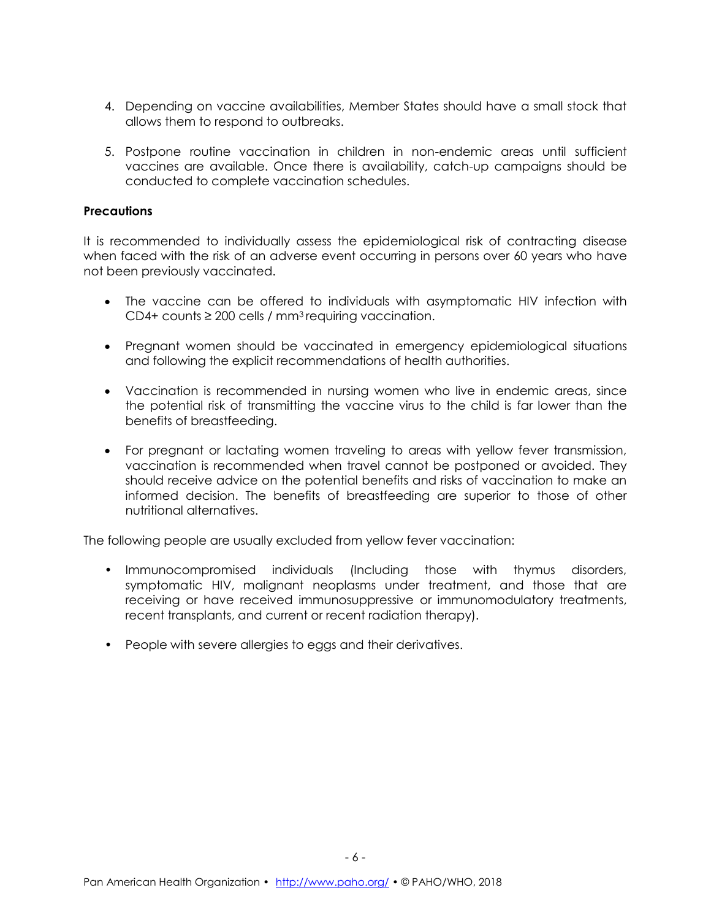4. Depending on vaccine availabilities, Member States should have a small stock that allows them to respond to outbreaks.

5. Postpone routine vaccination in children in non-endemic areas until sufficient vaccines are available. Once there is availability, catch-up campaigns should be conducted to complete vaccination schedules.

**Precautions**

It is recommended to individually assess the epidemiological risk of contracting disease when faced with the risk of an adverse event occurring in persons over 60 years who have not been previously vaccinated.

- The vaccine can be offered to individuals with asymptomatic HIV infection with CD4+ counts ≥ 200 cells / $mm^3$ requiring vaccination.

- Pregnant women should be vaccinated in emergency epidemiological situations and following the explicit recommendations of health authorities.

- Vaccination is recommended in nursing women who live in endemic areas, since the potential risk of transmitting the vaccine virus to the child is far lower than the benefits of breastfeeding.

- For pregnant or lactating women traveling to areas with yellow fever transmission, vaccination is recommended when travel cannot be postponed or avoided. They should receive advice on the potential benefits and risks of vaccination to make an informed decision. The benefits of breastfeeding are superior to those of other nutritional alternatives.

The following people are usually excluded from yellow fever vaccination:

- Immunocompromised individuals (Including those with thymus disorders, symptomatic HIV, malignant neoplasms under treatment, and those that are receiving or have received immunosuppressive or immunomodulatory treatments, recent transplants, and current or recent radiation therapy).

- People with severe allergies to eggs and their derivatives.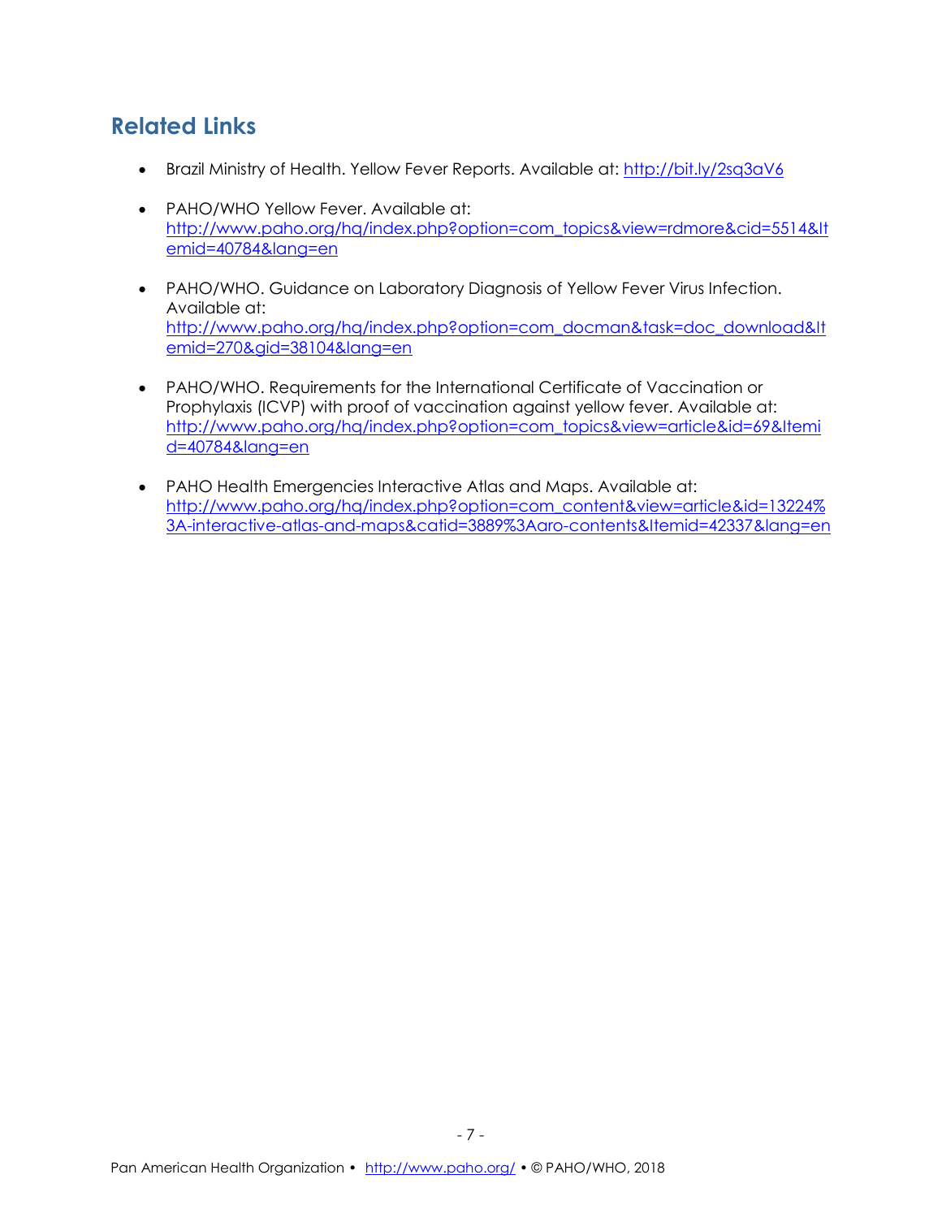## Related Links

- Brazil Ministry of Health. Yellow Fever Reports. Available at: http://bit.ly/2sq3aV6
- PAHO/WHO Yellow Fever. Available at: http://www.paho.org/hq/index.php?option=com_topics&view=rdmore&cid=5514&Itemid=40784&lang=en
- PAHO/WHO. Guidance on Laboratory Diagnosis of Yellow Fever Virus Infection. Available at: http://www.paho.org/hq/index.php?option=com_docman&task=doc_download&Itemid=270&gid=38104&lang=en
- PAHO/WHO. Requirements for the International Certificate of Vaccination or Prophylaxis (ICVP) with proof of vaccination against yellow fever. Available at: http://www.paho.org/hq/index.php?option=com_topics&view=article&id=69&Itemid=40784&lang=en
- PAHO Health Emergencies Interactive Atlas and Maps. Available at: http://www.paho.org/hq/index.php?option=com_content&view=article&id=13224%3A-interactive-atlas-and-maps&catid=3889%3Aaro-contents&Itemid=42337&lang=en